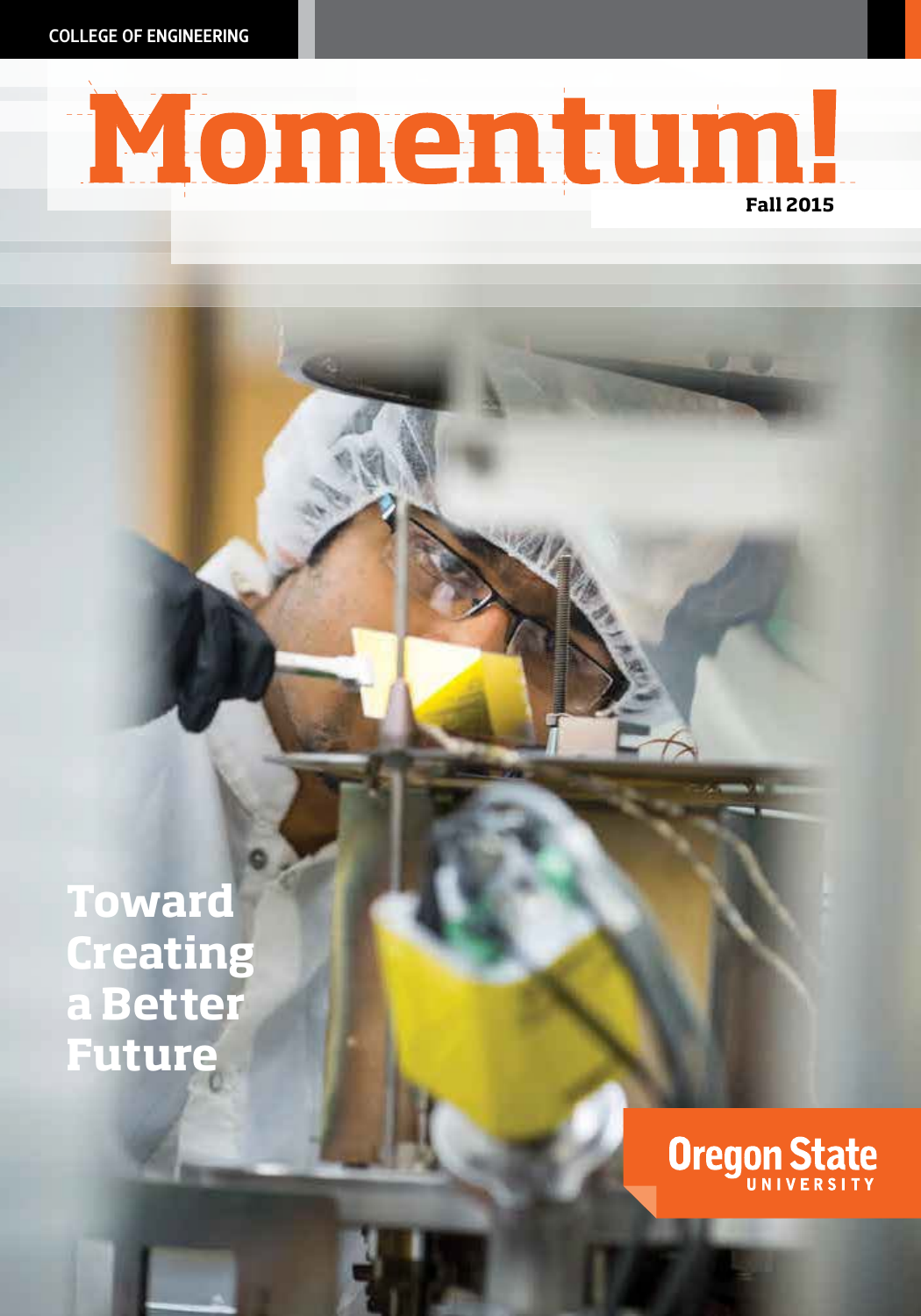COLLEGE OF ENGINEERING

# Momentum!

**Fall 2015**

## Toward Creating a Better Future

Oregon State UNIVERSITY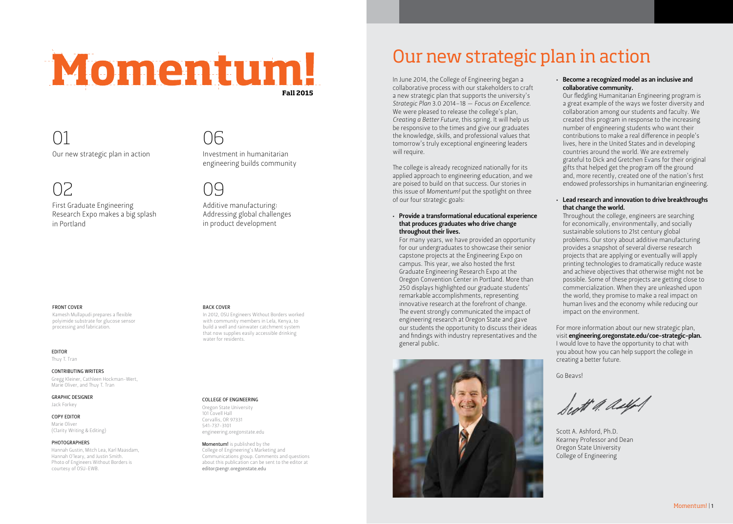# Momentum!

**Fall 2015**

01
Our new strategic plan in action

02
First Graduate Engineering Research Expo makes a big splash in Portland

06
Investment in humanitarian engineering builds community

09
Additive manufacturing: Addressing global challenges in product development

FRONT COVER

Kamesh Mullapudi prepares a flexible polyimide substrate for glucose sensor processing and fabrication.

BACK COVER

In 2012, OSU Engineers Without Borders worked with community members in Lela, Kenya, to build a well and rainwater catchment system that now supplies easily accessible drinking water for residents.

EDITOR

Thuy T. Tran

CONTRIBUTING WRITERS

Gregg Kleiner, Cathleen Hockman-Wert, Marie Oliver, and Thuy T. Tran

GRAPHIC DESIGNER

Jack Forkey

COPY EDITOR

Marie Oliver
(Clarity Writing & Editing)

PHOTOGRAPHERS

Hannah Gustin, Mitch Lea, Karl Maasdam, Hannah O'leary, and Justin Smith.
Photo of Engineers Without Borders is courtesy of OSU-EWB.

COLLEGE OF ENGINEERING

Oregon State University
101 Covell Hall
Corvallis, OR 97331
541-737-3101
engineering.oregonstate.edu

**Momentum!** is published by the College of Engineering's Marketing and Communications group. Comments and questions about this publication can be sent to the editor at **editor@engr.oregonstate.edu**

# Our new strategic plan in action

In June 2014, the College of Engineering began a collaborative process with our stakeholders to craft a new strategic plan that supports the university's *Strategic Plan* 3.0 2014–18 — *Focus on Excellence*. We were pleased to release the college's plan, *Creating a Better Future*, this spring. It will help us be responsive to the times and give our graduates the knowledge, skills, and professional values that tomorrow's truly exceptional engineering leaders will require.

The college is already recognized nationally for its applied approach to engineering education, and we are poised to build on that success. Our stories in this issue of *Momentum!* put the spotlight on three of our four strategic goals:

- **Provide a transformational educational experience that produces graduates who drive change throughout their lives.**
  For many years, we have provided an opportunity for our undergraduates to showcase their senior capstone projects at the Engineering Expo on campus. This year, we also hosted the first Graduate Engineering Research Expo at the Oregon Convention Center in Portland. More than 250 displays highlighted our graduate students' remarkable accomplishments, representing innovative research at the forefront of change. The event strongly communicated the impact of engineering research at Oregon State and gave our students the opportunity to discuss their ideas and findings with industry representatives and the general public.

- **Become a recognized model as an inclusive and collaborative community.**
  Our fledgling Humanitarian Engineering program is a great example of the ways we foster diversity and collaboration among our students and faculty. We created this program in response to the increasing number of engineering students who want their contributions to make a real difference in people's lives, here in the United States and in developing countries around the world. We are extremely grateful to Dick and Gretchen Evans for their original gifts that helped get the program off the ground and, more recently, created one of the nation's first endowed professorships in humanitarian engineering.

- **Lead research and innovation to drive breakthroughs that change the world.**
  Throughout the college, engineers are searching for economically, environmentally, and socially sustainable solutions to 21st century global problems. Our story about additive manufacturing provides a snapshot of several diverse research projects that are applying or eventually will apply printing technologies to dramatically reduce waste and achieve objectives that otherwise might not be possible. Some of these projects are getting close to commercialization. When they are unleashed upon the world, they promise to make a real impact on human lives and the economy while reducing our impact on the environment.

For more information about our new strategic plan, visit **engineering.oregonstate.edu/coe-strategic-plan.** I would love to have the opportunity to chat with you about how you can help support the college in creating a better future.

Go Beavs!

Scott A. Ashford, Ph.D.
Kearney Professor and Dean
Oregon State University
College of Engineering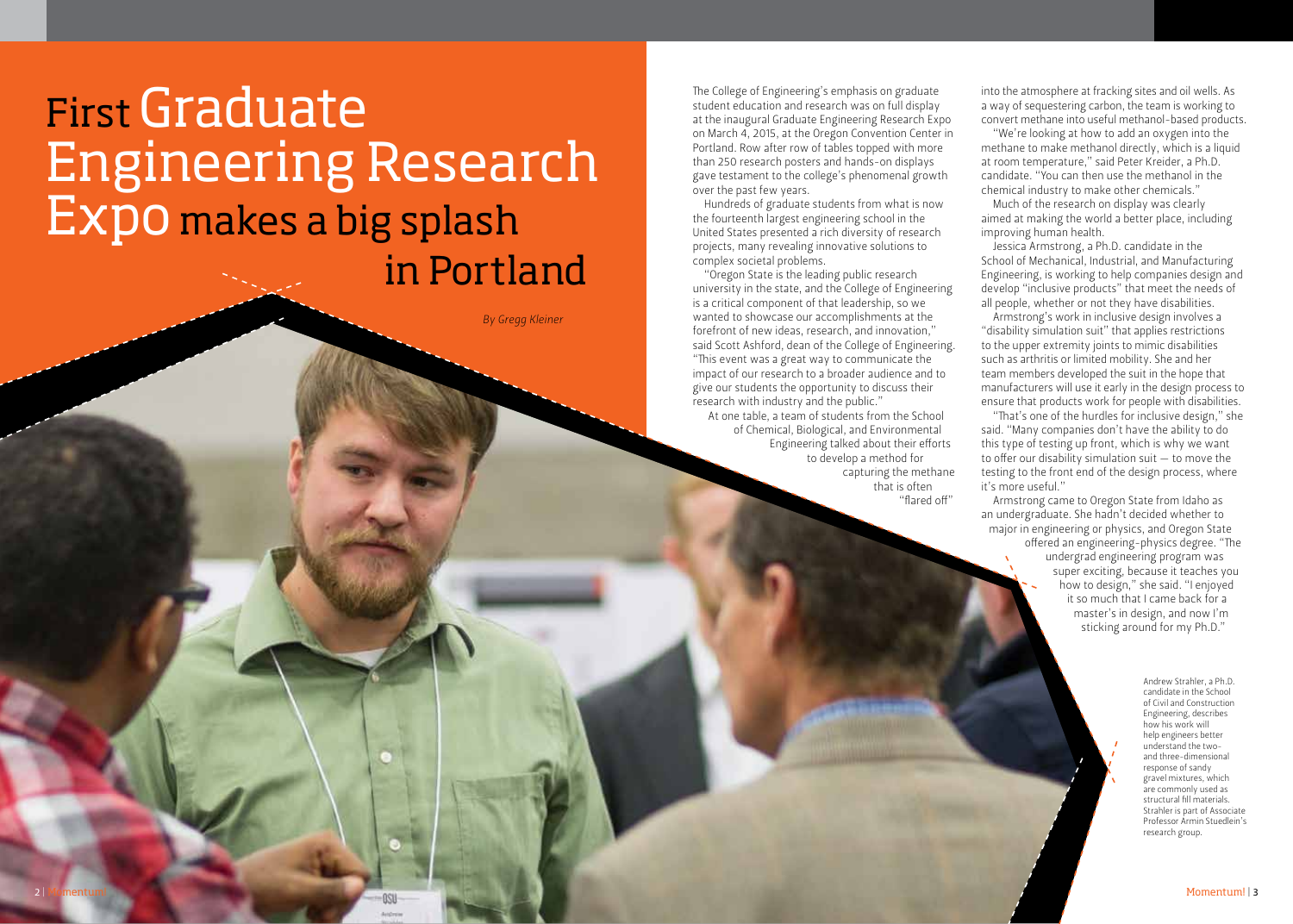# First Graduate Engineering Research Expo makes a big splash in Portland

*By Gregg Kleiner*

The College of Engineering's emphasis on graduate student education and research was on full display at the inaugural Graduate Engineering Research Expo on March 4, 2015, at the Oregon Convention Center in Portland. Row after row of tables topped with more than 250 research posters and hands-on displays gave testament to the college's phenomenal growth over the past few years.

Hundreds of graduate students from what is now the fourteenth largest engineering school in the United States presented a rich diversity of research projects, many revealing innovative solutions to complex societal problems.

"Oregon State is the leading public research university in the state, and the College of Engineering is a critical component of that leadership, so we wanted to showcase our accomplishments at the forefront of new ideas, research, and innovation," said Scott Ashford, dean of the College of Engineering. "This event was a great way to communicate the impact of our research to a broader audience and to give our students the opportunity to discuss their research with industry and the public."

At one table, a team of students from the School of Chemical, Biological, and Environmental Engineering talked about their efforts to develop a method for capturing the methane that is often "flared off" into the atmosphere at fracking sites and oil wells. As a way of sequestering carbon, the team is working to convert methane into useful methanol-based products.

"We're looking at how to add an oxygen into the methane to make methanol directly, which is a liquid at room temperature," said Peter Kreider, a Ph.D. candidate. "You can then use the methanol in the chemical industry to make other chemicals."

Much of the research on display was clearly aimed at making the world a better place, including improving human health.

Jessica Armstrong, a Ph.D. candidate in the School of Mechanical, Industrial, and Manufacturing Engineering, is working to help companies design and develop "inclusive products" that meet the needs of all people, whether or not they have disabilities.

Armstrong's work in inclusive design involves a "disability simulation suit" that applies restrictions to the upper extremity joints to mimic disabilities such as arthritis or limited mobility. She and her team members developed the suit in the hope that manufacturers will use it early in the design process to ensure that products work for people with disabilities.

"That's one of the hurdles for inclusive design," she said. "Many companies don't have the ability to do this type of testing up front, which is why we want to offer our disability simulation suit — to move the testing to the front end of the design process, where it's more useful."

Armstrong came to Oregon State from Idaho as an undergraduate. She hadn't decided whether to major in engineering or physics, and Oregon State offered an engineering-physics degree. "The undergrad engineering program was super exciting, because it teaches you how to design," she said. "I enjoyed it so much that I came back for a master's in design, and now I'm sticking around for my Ph.D."

Andrew Strahler, a Ph.D. candidate in the School of Civil and Construction Engineering, describes how his work will help engineers better understand the two- and three-dimensional response of sandy gravel mixtures, which are commonly used as structural fill materials. Strahler is part of Associate Professor Armin Stuedlein's research group.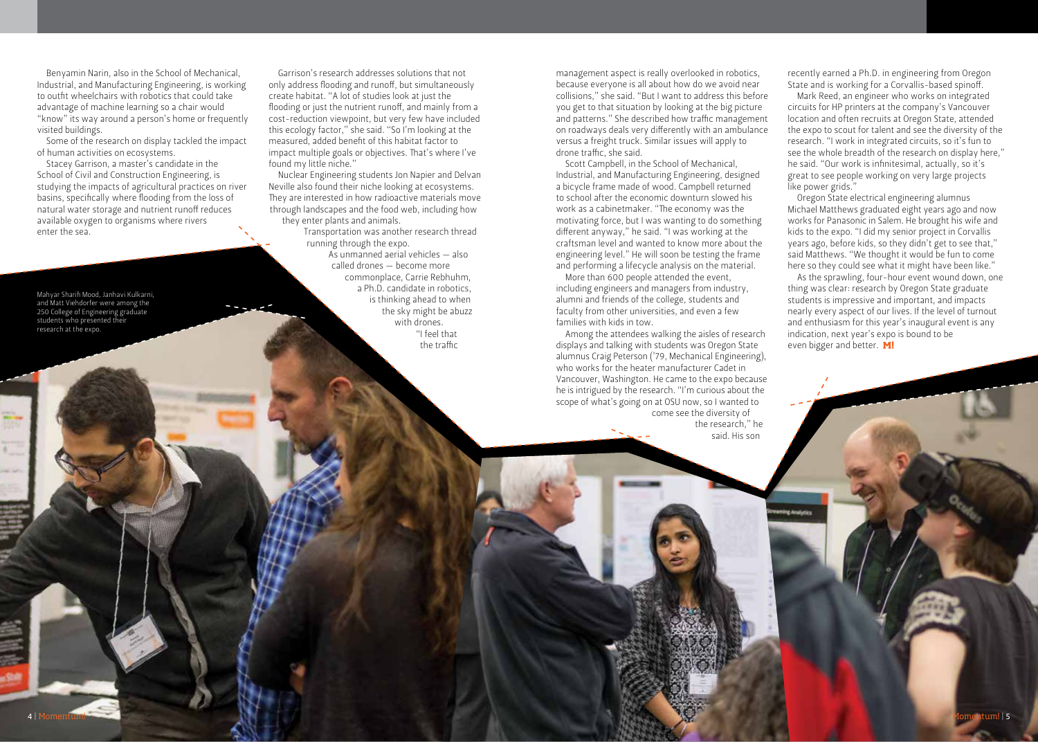Benyamin Narin, also in the School of Mechanical, Industrial, and Manufacturing Engineering, is working to outfit wheelchairs with robotics that could take advantage of machine learning so a chair would "know" its way around a person's home or frequently visited buildings.

Some of the research on display tackled the impact of human activities on ecosystems.

Stacey Garrison, a master's candidate in the School of Civil and Construction Engineering, is studying the impacts of agricultural practices on river basins, specifically where flooding from the loss of natural water storage and nutrient runoff reduces available oxygen to organisms where rivers enter the sea.

Garrison's research addresses solutions that not only address flooding and runoff, but simultaneously create habitat. "A lot of studies look at just the flooding or just the nutrient runoff, and mainly from a cost-reduction viewpoint, but very few have included this ecology factor," she said. "So I'm looking at the measured, added benefit of this habitat factor to impact multiple goals or objectives. That's where I've found my little niche."

Nuclear Engineering students Jon Napier and Delvan Neville also found their niche looking at ecosystems. They are interested in how radioactive materials move through landscapes and the food web, including how they enter plants and animals.

Transportation was another research thread running through the expo.

As unmanned aerial vehicles — also called drones — become more commonplace, Carrie Rebhuhn, a Ph.D. candidate in robotics, is thinking ahead to when the sky might be abuzz with drones.

"I feel that the traffic management aspect is really overlooked in robotics, because everyone is all about how do we avoid near collisions," she said. "But I want to address this before you get to that situation by looking at the big picture and patterns." She described how traffic management on roadways deals very differently with an ambulance versus a freight truck. Similar issues will apply to drone traffic, she said.

Scott Campbell, in the School of Mechanical, Industrial, and Manufacturing Engineering, designed a bicycle frame made of wood. Campbell returned to school after the economic downturn slowed his work as a cabinetmaker. "The economy was the motivating force, but I was wanting to do something different anyway," he said. "I was working at the craftsman level and wanted to know more about the engineering level." He will soon be testing the frame and performing a lifecycle analysis on the material.

More than 600 people attended the event, including engineers and managers from industry, alumni and friends of the college, students and faculty from other universities, and even a few families with kids in tow.

Among the attendees walking the aisles of research displays and talking with students was Oregon State alumnus Craig Peterson ('79, Mechanical Engineering), who works for the heater manufacturer Cadet in Vancouver, Washington. He came to the expo because he is intrigued by the research. "I'm curious about the scope of what's going on at OSU now, so I wanted to come see the diversity of the research," he said. His son recently earned a Ph.D. in engineering from Oregon State and is working for a Corvallis-based spinoff.

Mark Reed, an engineer who works on integrated circuits for HP printers at the company's Vancouver location and often recruits at Oregon State, attended the expo to scout for talent and see the diversity of the research. "I work in integrated circuits, so it's fun to see the whole breadth of the research on display here," he said. "Our work is infinitesimal, actually, so it's great to see people working on very large projects like power grids."

Oregon State electrical engineering alumnus Michael Matthews graduated eight years ago and now works for Panasonic in Salem. He brought his wife and kids to the expo. "I did my senior project in Corvallis years ago, before kids, so they didn't get to see that," said Matthews. "We thought it would be fun to come here so they could see what it might have been like."

As the sprawling, four-hour event wound down, one thing was clear: research by Oregon State graduate students is impressive and important, and impacts nearly every aspect of our lives. If the level of turnout and enthusiasm for this year's inaugural event is any indication, next year's expo is bound to be even bigger and better. **M!**

Mahyar Sharifi Mood, Janhavi Kulkarni, and Matt Viehdorfer were among the 250 College of Engineering graduate students who presented their research at the expo.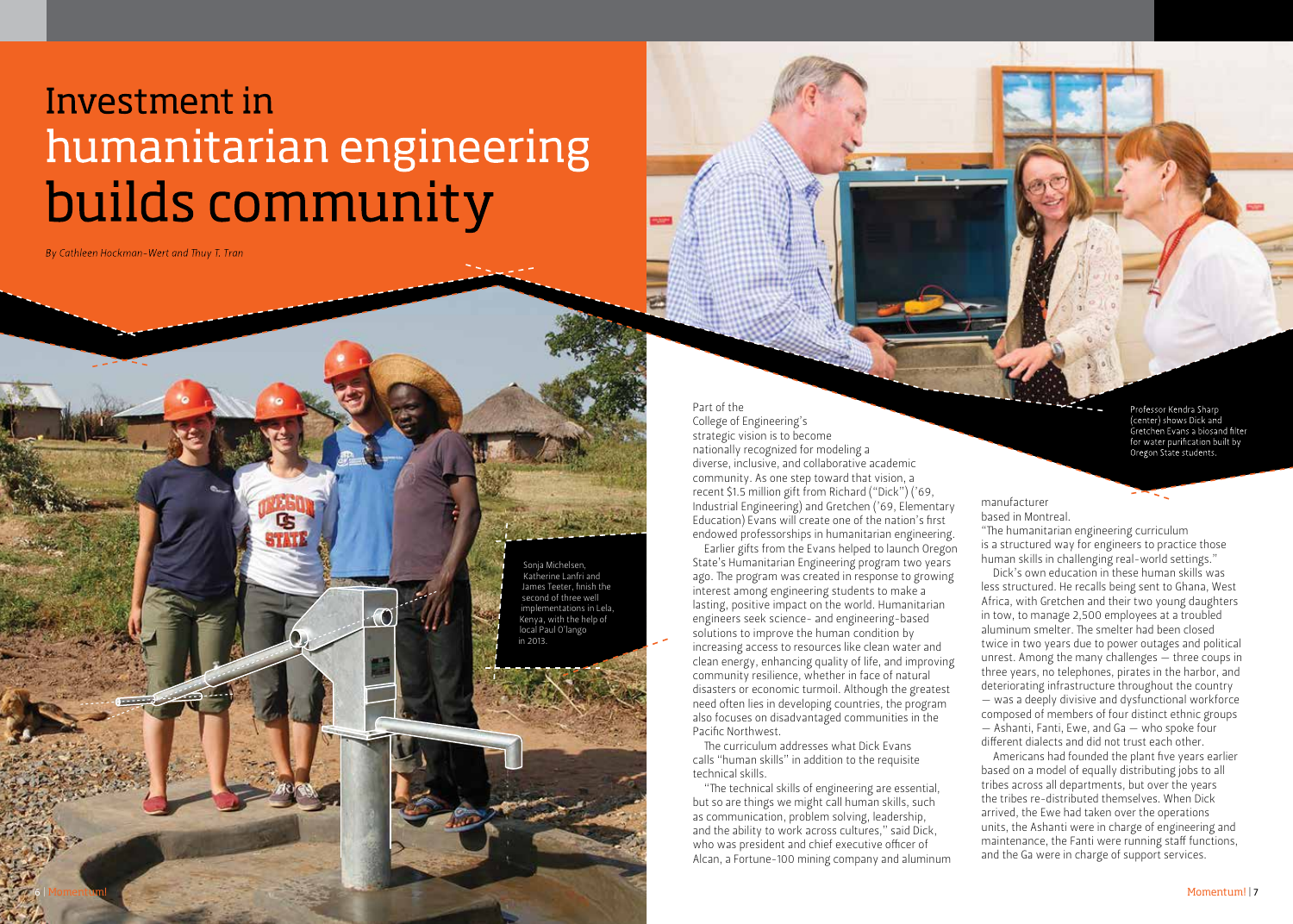# Investment in humanitarian engineering builds community

*By Cathleen Hockman-Wert and Thuy T. Tran*

Sonja Michelsen, Katherine Lanfri and James Teeter, finish the second of three well implementations in Lela, Kenya, with the help of local Paul O'lango in 2013.

Professor Kendra Sharp (center) shows Dick and Gretchen Evans a biosand filter for water purification built by Oregon State students.

Part of the College of Engineering's strategic vision is to become nationally recognized for modeling a diverse, inclusive, and collaborative academic community. As one step toward that vision, a recent $1.5 million gift from Richard ("Dick") ('69, Industrial Engineering) and Gretchen ('69, Elementary Education) Evans will create one of the nation's first endowed professorships in humanitarian engineering.

Earlier gifts from the Evans helped to launch Oregon State's Humanitarian Engineering program two years ago. The program was created in response to growing interest among engineering students to make a lasting, positive impact on the world. Humanitarian engineers seek science- and engineering-based solutions to improve the human condition by increasing access to resources like clean water and clean energy, enhancing quality of life, and improving community resilience, whether in face of natural disasters or economic turmoil. Although the greatest need often lies in developing countries, the program also focuses on disadvantaged communities in the Pacific Northwest.

The curriculum addresses what Dick Evans calls "human skills" in addition to the requisite technical skills.

"The technical skills of engineering are essential, but so are things we might call human skills, such as communication, problem solving, leadership, and the ability to work across cultures," said Dick, who was president and chief executive officer of Alcan, a Fortune-100 mining company and aluminum manufacturer based in Montreal.

"The humanitarian engineering curriculum is a structured way for engineers to practice those human skills in challenging real-world settings."

Dick's own education in these human skills was less structured. He recalls being sent to Ghana, West Africa, with Gretchen and their two young daughters in tow, to manage 2,500 employees at a troubled aluminum smelter. The smelter had been closed twice in two years due to power outages and political unrest. Among the many challenges — three coups in three years, no telephones, pirates in the harbor, and deteriorating infrastructure throughout the country — was a deeply divisive and dysfunctional workforce composed of members of four distinct ethnic groups — Ashanti, Fanti, Ewe, and Ga — who spoke four different dialects and did not trust each other.

Americans had founded the plant five years earlier based on a model of equally distributing jobs to all tribes across all departments, but over the years the tribes re-distributed themselves. When Dick arrived, the Ewe had taken over the operations units, the Ashanti were in charge of engineering and maintenance, the Fanti were running staff functions, and the Ga were in charge of support services.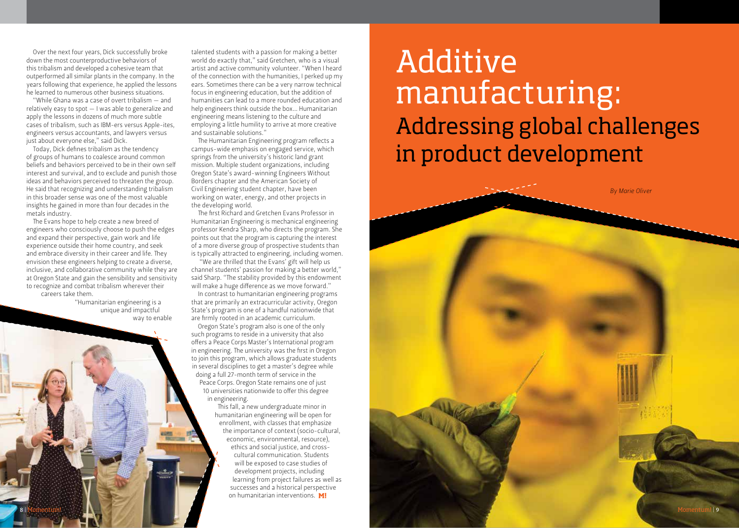Over the next four years, Dick successfully broke down the most counterproductive behaviors of this tribalism and developed a cohesive team that outperformed all similar plants in the company. In the years following that experience, he applied the lessons he learned to numerous other business situations.

"While Ghana was a case of overt tribalism — and relatively easy to spot — I was able to generalize and apply the lessons in dozens of much more subtle cases of tribalism, such as IBM-ers versus Apple-ites, engineers versus accountants, and lawyers versus just about everyone else," said Dick.

Today, Dick defines tribalism as the tendency of groups of humans to coalesce around common beliefs and behaviors perceived to be in their own self interest and survival, and to exclude and punish those ideas and behaviors perceived to threaten the group. He said that recognizing and understanding tribalism in this broader sense was one of the most valuable insights he gained in more than four decades in the metals industry.

The Evans hope to help create a new breed of engineers who consciously choose to push the edges and expand their perspective, gain work and life experience outside their home country, and seek and embrace diversity in their career and life. They envision these engineers helping to create a diverse, inclusive, and collaborative community while they are at Oregon State and gain the sensibility and sensitivity to recognize and combat tribalism wherever their careers take them.

"Humanitarian engineering is a unique and impactful way to enable talented students with a passion for making a better world do exactly that," said Gretchen, who is a visual artist and active community volunteer. "When I heard of the connection with the humanities, I perked up my ears. Sometimes there can be a very narrow technical focus in engineering education, but the addition of humanities can lead to a more rounded education and help engineers think outside the box... Humanitarian engineering means listening to the culture and employing a little humility to arrive at more creative and sustainable solutions."

The Humanitarian Engineering program reflects a campus-wide emphasis on engaged service, which springs from the university's historic land grant mission. Multiple student organizations, including Oregon State's award-winning Engineers Without Borders chapter and the American Society of Civil Engineering student chapter, have been working on water, energy, and other projects in the developing world.

The first Richard and Gretchen Evans Professor in Humanitarian Engineering is mechanical engineering professor Kendra Sharp, who directs the program. She points out that the program is capturing the interest of a more diverse group of prospective students than is typically attracted to engineering, including women.

"We are thrilled that the Evans' gift will help us channel students' passion for making a better world," said Sharp. "The stability provided by this endowment will make a huge difference as we move forward."

In contrast to humanitarian engineering programs that are primarily an extracurricular activity, Oregon State's program is one of a handful nationwide that are firmly rooted in an academic curriculum.

Oregon State's program also is one of the only such programs to reside in a university that also offers a Peace Corps Master's International program in engineering. The university was the first in Oregon to join this program, which allows graduate students in several disciplines to get a master's degree while doing a full 27-month term of service in the Peace Corps. Oregon State remains one of just 10 universities nationwide to offer this degree in engineering.

This fall, a new undergraduate minor in humanitarian engineering will be open for enrollment, with classes that emphasize the importance of context (socio-cultural, economic, environmental, resource), ethics and social justice, and cross-cultural communication. Students will be exposed to case studies of development projects, including learning from project failures as well as successes and a historical perspective on humanitarian interventions. **M!**

# Additive manufacturing:

## Addressing global challenges in product development

*By Marie Oliver*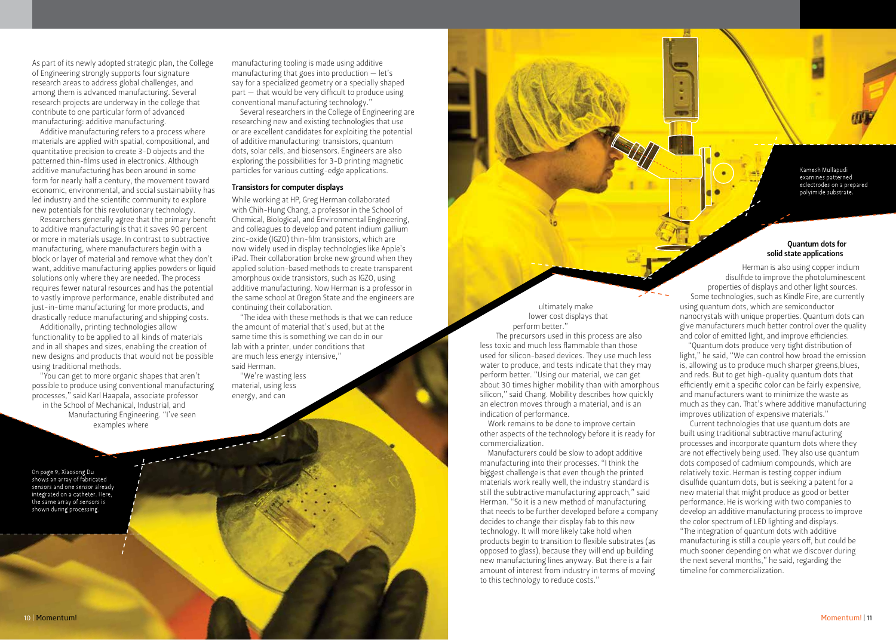As part of its newly adopted strategic plan, the College of Engineering strongly supports four signature research areas to address global challenges, and among them is advanced manufacturing. Several research projects are underway in the college that contribute to one particular form of advanced manufacturing: additive manufacturing.

Additive manufacturing refers to a process where materials are applied with spatial, compositional, and quantitative precision to create 3-D objects and the patterned thin-films used in electronics. Although additive manufacturing has been around in some form for nearly half a century, the movement toward economic, environmental, and social sustainability has led industry and the scientific community to explore new potentials for this revolutionary technology.

Researchers generally agree that the primary benefit to additive manufacturing is that it saves 90 percent or more in materials usage. In contrast to subtractive manufacturing, where manufacturers begin with a block or layer of material and remove what they don't want, additive manufacturing applies powders or liquid solutions only where they are needed. The process requires fewer natural resources and has the potential to vastly improve performance, enable distributed and just-in-time manufacturing for more products, and drastically reduce manufacturing and shipping costs.

Additionally, printing technologies allow functionality to be applied to all kinds of materials and in all shapes and sizes, enabling the creation of new designs and products that would not be possible using traditional methods.

"You can get to more organic shapes that aren't possible to produce using conventional manufacturing processes," said Karl Haapala, associate professor in the School of Mechanical, Industrial, and Manufacturing Engineering. "I've seen examples where manufacturing tooling is made using additive manufacturing that goes into production — let's say for a specialized geometry or a specially shaped part — that would be very difficult to produce using conventional manufacturing technology."

Several researchers in the College of Engineering are researching new and existing technologies that use or are excellent candidates for exploiting the potential of additive manufacturing: transistors, quantum dots, solar cells, and biosensors. Engineers are also exploring the possibilities for 3-D printing magnetic particles for various cutting-edge applications.

On page 9, Xiaosong Du shows an array of fabricated sensors and one sensor already integrated on a catheter. Here, the same array of sensors is shown during processing.

### Transistors for computer displays

While working at HP, Greg Herman collaborated with Chih-Hung Chang, a professor in the School of Chemical, Biological, and Environmental Engineering, and colleagues to develop and patent indium gallium zinc-oxide (IGZO) thin-film transistors, which are now widely used in display technologies like Apple's iPad. Their collaboration broke new ground when they applied solution-based methods to create transparent amorphous oxide transistors, such as IGZO, using additive manufacturing. Now Herman is a professor in the same school at Oregon State and the engineers are continuing their collaboration.

"The idea with these methods is that we can reduce the amount of material that's used, but at the same time this is something we can do in our lab with a printer, under conditions that are much less energy intensive," said Herman.

"We're wasting less material, using less energy, and can ultimately make lower cost displays that perform better."

The precursors used in this process are also less toxic and much less flammable than those used for silicon-based devices. They use much less water to produce, and tests indicate that they may perform better. "Using our material, we can get about 30 times higher mobility than with amorphous silicon," said Chang. Mobility describes how quickly an electron moves through a material, and is an indication of performance.

Work remains to be done to improve certain other aspects of the technology before it is ready for commercialization.

Manufacturers could be slow to adopt additive manufacturing into their processes. "I think the biggest challenge is that even though the printed materials work really well, the industry standard is still the subtractive manufacturing approach," said Herman. "So it is a new method of manufacturing that needs to be further developed before a company decides to change their display fab to this new technology. It will more likely take hold when products begin to transition to flexible substrates (as opposed to glass), because they will end up building new manufacturing lines anyway. But there is a fair amount of interest from industry in terms of moving to this technology to reduce costs."

Kamesh Mullapudi examines patterned eclectrodes on a prepared polyimide substrate.

### Quantum dots for solid state applications

Herman is also using copper indium disulfide to improve the photoluminescent properties of displays and other light sources. Some technologies, such as Kindle Fire, are currently using quantum dots, which are semiconductor nanocrystals with unique properties. Quantum dots can give manufacturers much better control over the quality and color of emitted light, and improve efficiencies.

"Quantum dots produce very tight distribution of light," he said, "We can control how broad the emission is, allowing us to produce much sharper greens,blues, and reds. But to get high-quality quantum dots that efficiently emit a specific color can be fairly expensive, and manufacturers want to minimize the waste as much as they can. That's where additive manufacturing improves utilization of expensive materials."

Current technologies that use quantum dots are built using traditional subtractive manufacturing processes and incorporate quantum dots where they are not effectively being used. They also use quantum dots composed of cadmium compounds, which are relatively toxic. Herman is testing copper indium disulfide quantum dots, but is seeking a patent for a new material that might produce as good or better performance. He is working with two companies to develop an additive manufacturing process to improve the color spectrum of LED lighting and displays. "The integration of quantum dots with additive manufacturing is still a couple years off, but could be much sooner depending on what we discover during the next several months," he said, regarding the timeline for commercialization.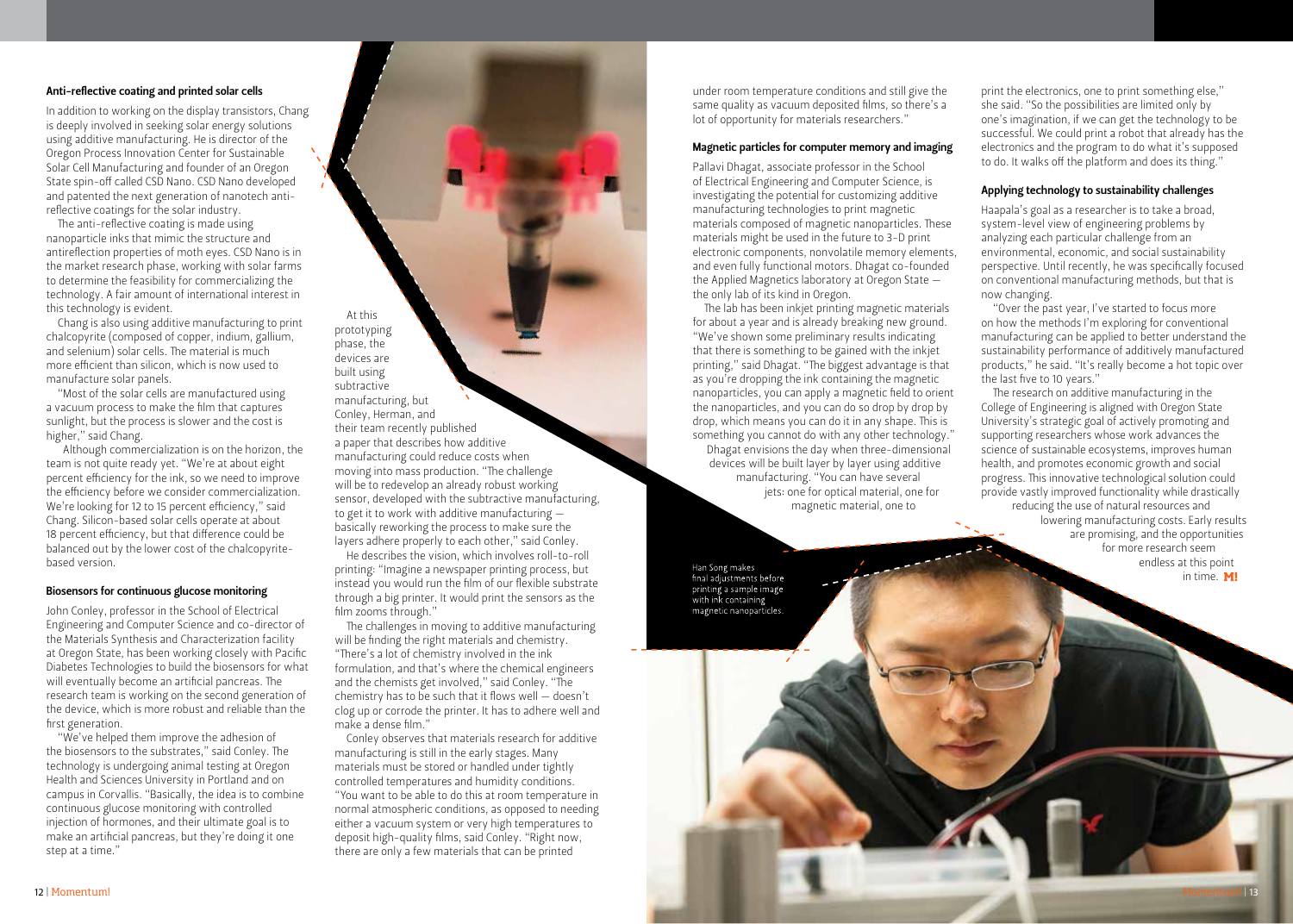### Anti-reflective coating and printed solar cells

In addition to working on the display transistors, Chang is deeply involved in seeking solar energy solutions using additive manufacturing. He is director of the Oregon Process Innovation Center for Sustainable Solar Cell Manufacturing and founder of an Oregon State spin-off called CSD Nano. CSD Nano developed and patented the next generation of nanotech anti-reflective coatings for the solar industry.

The anti-reflective coating is made using nanoparticle inks that mimic the structure and antireflection properties of moth eyes. CSD Nano is in the market research phase, working with solar farms to determine the feasibility for commercializing the technology. A fair amount of international interest in this technology is evident.

Chang is also using additive manufacturing to print chalcopyrite (composed of copper, indium, gallium, and selenium) solar cells. The material is much more efficient than silicon, which is now used to manufacture solar panels.

"Most of the solar cells are manufactured using a vacuum process to make the film that captures sunlight, but the process is slower and the cost is higher," said Chang.

Although commercialization is on the horizon, the team is not quite ready yet. "We're at about eight percent efficiency for the ink, so we need to improve the efficiency before we consider commercialization. We're looking for 12 to 15 percent efficiency," said Chang. Silicon-based solar cells operate at about 18 percent efficiency, but that difference could be balanced out by the lower cost of the chalcopyrite-based version.

### Biosensors for continuous glucose monitoring

John Conley, professor in the School of Electrical Engineering and Computer Science and co-director of the Materials Synthesis and Characterization facility at Oregon State, has been working closely with Pacific Diabetes Technologies to build the biosensors for what will eventually become an artificial pancreas. The research team is working on the second generation of the device, which is more robust and reliable than the first generation.

"We've helped them improve the adhesion of the biosensors to the substrates," said Conley. The technology is undergoing animal testing at Oregon Health and Sciences University in Portland and on campus in Corvallis. "Basically, the idea is to combine continuous glucose monitoring with controlled injection of hormones, and their ultimate goal is to make an artificial pancreas, but they're doing it one step at a time."

At this prototyping phase, the devices are built using subtractive manufacturing, but Conley, Herman, and their team recently published a paper that describes how additive manufacturing could reduce costs when moving into mass production. "The challenge will be to redevelop an already robust working sensor, developed with the subtractive manufacturing, to get it to work with additive manufacturing — basically reworking the process to make sure the layers adhere properly to each other," said Conley.

He describes the vision, which involves roll-to-roll printing: "Imagine a newspaper printing process, but instead you would run the film of our flexible substrate through a big printer. It would print the sensors as the film zooms through."

The challenges in moving to additive manufacturing will be finding the right materials and chemistry. "There's a lot of chemistry involved in the ink formulation, and that's where the chemical engineers and the chemists get involved," said Conley. "The chemistry has to be such that it flows well — doesn't clog up or corrode the printer. It has to adhere well and make a dense film."

Conley observes that materials research for additive manufacturing is still in the early stages. Many materials must be stored or handled under tightly controlled temperatures and humidity conditions. "You want to be able to do this at room temperature in normal atmospheric conditions, as opposed to needing either a vacuum system or very high temperatures to deposit high-quality films, said Conley. "Right now, there are only a few materials that can be printed under room temperature conditions and still give the same quality as vacuum deposited films, so there's a lot of opportunity for materials researchers."

### Magnetic particles for computer memory and imaging

Pallavi Dhagat, associate professor in the School of Electrical Engineering and Computer Science, is investigating the potential for customizing additive manufacturing technologies to print magnetic materials composed of magnetic nanoparticles. These materials might be used in the future to 3-D print electronic components, nonvolatile memory elements, and even fully functional motors. Dhagat co-founded the Applied Magnetics laboratory at Oregon State — the only lab of its kind in Oregon.

The lab has been inkjet printing magnetic materials for about a year and is already breaking new ground. "We've shown some preliminary results indicating that there is something to be gained with the inkjet printing," said Dhagat. "The biggest advantage is that as you're dropping the ink containing the magnetic nanoparticles, you can apply a magnetic field to orient the nanoparticles, and you can do so drop by drop by drop, which means you can do it in any shape. This is something you cannot do with any other technology."

Dhagat envisions the day when three-dimensional devices will be built layer by layer using additive manufacturing. "You can have several jets: one for optical material, one for magnetic material, one to print the electronics, one to print something else," she said. "So the possibilities are limited only by one's imagination, if we can get the technology to be successful. We could print a robot that already has the electronics and the program to do what it's supposed to do. It walks off the platform and does its thing."

Han Song makes final adjustments before printing a sample image with ink containing magnetic nanoparticles.

### Applying technology to sustainability challenges

Haapala's goal as a researcher is to take a broad, system-level view of engineering problems by analyzing each particular challenge from an environmental, economic, and social sustainability perspective. Until recently, he was specifically focused on conventional manufacturing methods, but that is now changing.

"Over the past year, I've started to focus more on how the methods I'm exploring for conventional manufacturing can be applied to better understand the sustainability performance of additively manufactured products," he said. "It's really become a hot topic over the last five to 10 years."

The research on additive manufacturing in the College of Engineering is aligned with Oregon State University's strategic goal of actively promoting and supporting researchers whose work advances the science of sustainable ecosystems, improves human health, and promotes economic growth and social progress. This innovative technological solution could provide vastly improved functionality while drastically reducing the use of natural resources and lowering manufacturing costs. Early results are promising, and the opportunities for more research seem endless at this point in time. **M!**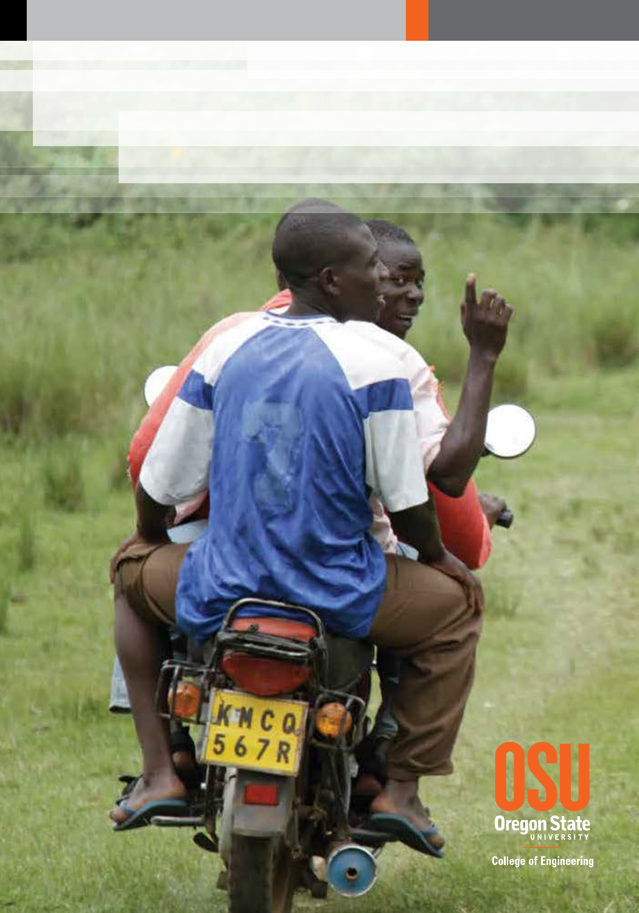Oregon State University

College of Engineering